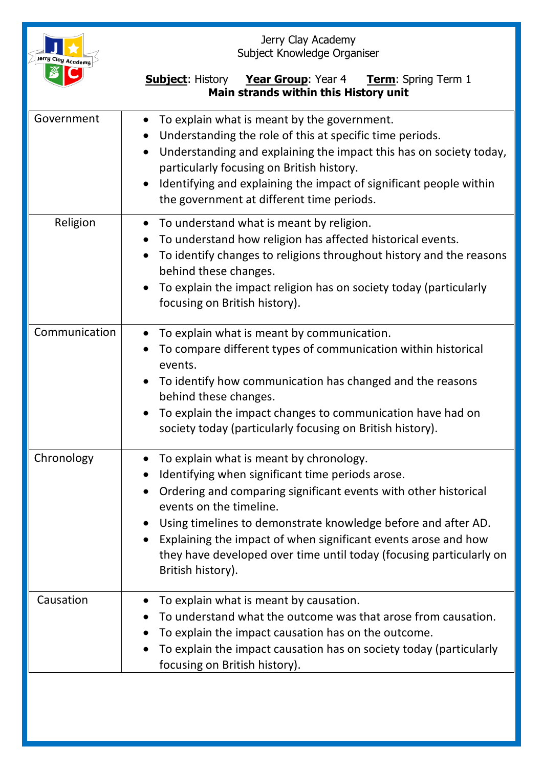Jerry Clay Academy
Subject Knowledge Organiser

**Subject**: History **Year Group**: Year 4 **Term**: Spring Term 1

**Main strands within this History unit**

| | |
|---|---|
| Government | • To explain what is meant by the government.<br>• Understanding the role of this at specific time periods.<br>• Understanding and explaining the impact this has on society today, particularly focusing on British history.<br>• Identifying and explaining the impact of significant people within the government at different time periods. |
| Religion | • To understand what is meant by religion.<br>• To understand how religion has affected historical events.<br>• To identify changes to religions throughout history and the reasons behind these changes.<br>• To explain the impact religion has on society today (particularly focusing on British history). |
| Communication | • To explain what is meant by communication.<br>• To compare different types of communication within historical events.<br>• To identify how communication has changed and the reasons behind these changes.<br>• To explain the impact changes to communication have had on society today (particularly focusing on British history). |
| Chronology | • To explain what is meant by chronology.<br>• Identifying when significant time periods arose.<br>• Ordering and comparing significant events with other historical events on the timeline.<br>• Using timelines to demonstrate knowledge before and after AD.<br>• Explaining the impact of when significant events arose and how they have developed over time until today (focusing particularly on British history). |
| Causation | • To explain what is meant by causation.<br>• To understand what the outcome was that arose from causation.<br>• To explain the impact causation has on the outcome.<br>• To explain the impact causation has on society today (particularly focusing on British history). |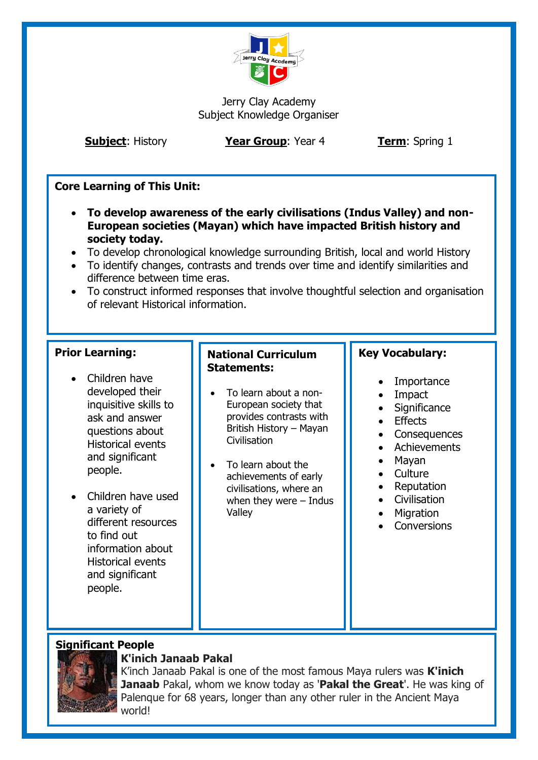Jerry Clay Academy
Subject Knowledge Organiser

**Subject**: History **Year Group**: Year 4 **Term**: Spring 1

**Core Learning of This Unit:**

- **To develop awareness of the early civilisations (Indus Valley) and non-European societies (Mayan) which have impacted British history and society today.**
- To develop chronological knowledge surrounding British, local and world History
- To identify changes, contrasts and trends over time and identify similarities and difference between time eras.
- To construct informed responses that involve thoughtful selection and organisation of relevant Historical information.

**Prior Learning:**

- Children have developed their inquisitive skills to ask and answer questions about Historical events and significant people.
- Children have used a variety of different resources to find out information about Historical events and significant people.

**National Curriculum Statements:**

- To learn about a non-European society that provides contrasts with British History – Mayan Civilisation
- To learn about the achievements of early civilisations, where an when they were – Indus Valley

**Key Vocabulary:**

- Importance
- Impact
- Significance
- Effects
- Consequences
- Achievements
- Mayan
- Culture
- Reputation
- Civilisation
- Migration
- Conversions

**Significant People**

**K'inich Janaab Pakal**

K'inch Janaab Pakal is one of the most famous Maya rulers was **K'inich Janaab** Pakal, whom we know today as '**Pakal the Great**'. He was king of Palenque for 68 years, longer than any other ruler in the Ancient Maya world!